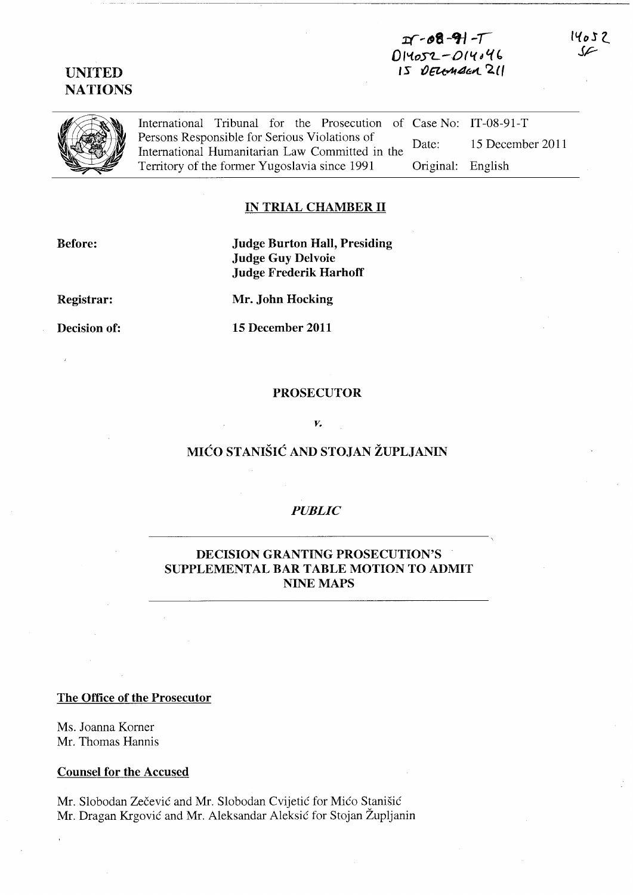IT-08-91-T
D14052-D14046
15 DECEMBER 2011

14052
SF

UNITED NATIONS

| International Tribunal for the Prosecution of Persons Responsible for Serious Violations of International Humanitarian Law Committed in the Territory of the former Yugoslavia since 1991 | Case No: | IT-08-91-T |
|---|---|---|
| | Date: | 15 December 2011 |
| | Original: | English |

**IN TRIAL CHAMBER II**

**Before:** **Judge Burton Hall, Presiding**
**Judge Guy Delvoie**
**Judge Frederik Harhoff**

**Registrar:** **Mr. John Hocking**

**Decision of:** **15 December 2011**

**PROSECUTOR**

*v.*

**MIĆO STANIŠIĆ AND STOJAN ŽUPLJANIN**

*PUBLIC*

**DECISION GRANTING PROSECUTION'S SUPPLEMENTAL BAR TABLE MOTION TO ADMIT NINE MAPS**

**The Office of the Prosecutor**

Ms. Joanna Korner
Mr. Thomas Hannis

**Counsel for the Accused**

Mr. Slobodan Zečević and Mr. Slobodan Cvijetić for Mićo Stanišić
Mr. Dragan Krgović and Mr. Aleksandar Aleksić for Stojan Župljanin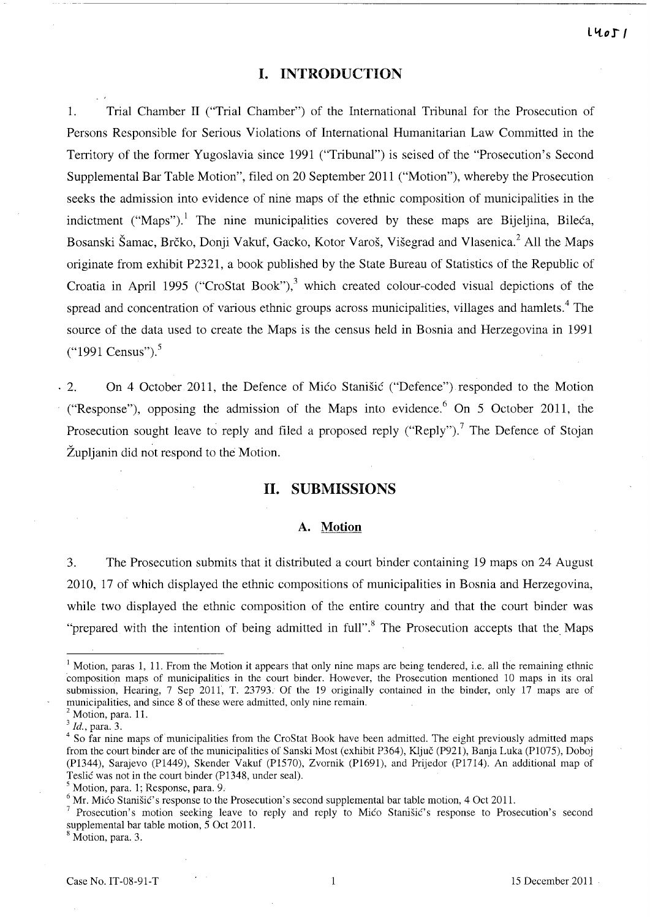# I. INTRODUCTION

1. Trial Chamber II ("Trial Chamber") of the International Tribunal for the Prosecution of Persons Responsible for Serious Violations of International Humanitarian Law Committed in the Territory of the former Yugoslavia since 1991 ("Tribunal") is seised of the "Prosecution's Second Supplemental Bar Table Motion", filed on 20 September 2011 ("Motion"), whereby the Prosecution seeks the admission into evidence of nine maps of the ethnic composition of municipalities in the indictment ("Maps").[1] The nine municipalities covered by these maps are Bijeljina, Bileća, Bosanski Šamac, Brčko, Donji Vakuf, Gacko, Kotor Varoš, Višegrad and Vlasenica.[2] All the Maps originate from exhibit P2321, a book published by the State Bureau of Statistics of the Republic of Croatia in April 1995 ("CroStat Book"),[3] which created colour-coded visual depictions of the spread and concentration of various ethnic groups across municipalities, villages and hamlets.[4] The source of the data used to create the Maps is the census held in Bosnia and Herzegovina in 1991 ("1991 Census").[5]

2. On 4 October 2011, the Defence of Mićo Stanišić ("Defence") responded to the Motion ("Response"), opposing the admission of the Maps into evidence.[6] On 5 October 2011, the Prosecution sought leave to reply and filed a proposed reply ("Reply").[7] The Defence of Stojan Župljanin did not respond to the Motion.

# II. SUBMISSIONS

## A. Motion

3. The Prosecution submits that it distributed a court binder containing 19 maps on 24 August 2010, 17 of which displayed the ethnic compositions of municipalities in Bosnia and Herzegovina, while two displayed the ethnic composition of the entire country and that the court binder was "prepared with the intention of being admitted in full".[8] The Prosecution accepts that the Maps

---

[1] Motion, paras 1, 11. From the Motion it appears that only nine maps are being tendered, i.e. all the remaining ethnic composition maps of municipalities in the court binder. However, the Prosecution mentioned 10 maps in its oral submission, Hearing, 7 Sep 2011, T. 23793. Of the 19 originally contained in the binder, only 17 maps are of municipalities, and since 8 of these were admitted, only nine remain.

[2] Motion, para. 11.

[3] *Id.*, para. 3.

[4] So far nine maps of municipalities from the CroStat Book have been admitted. The eight previously admitted maps from the court binder are of the municipalities of Sanski Most (exhibit P364), Ključ (P921), Banja Luka (P1075), Doboj (P1344), Sarajevo (P1449), Skender Vakuf (P1570), Zvornik (P1691), and Prijedor (P1714). An additional map of Teslić was not in the court binder (P1348, under seal).

[5] Motion, para. 1; Response, para. 9.

[6] Mr. Mićo Stanišić's response to the Prosecution's second supplemental bar table motion, 4 Oct 2011.

[7] Prosecution's motion seeking leave to reply and reply to Mićo Stanišić's response to Prosecution's second supplemental bar table motion, 5 Oct 2011.

[8] Motion, para. 3.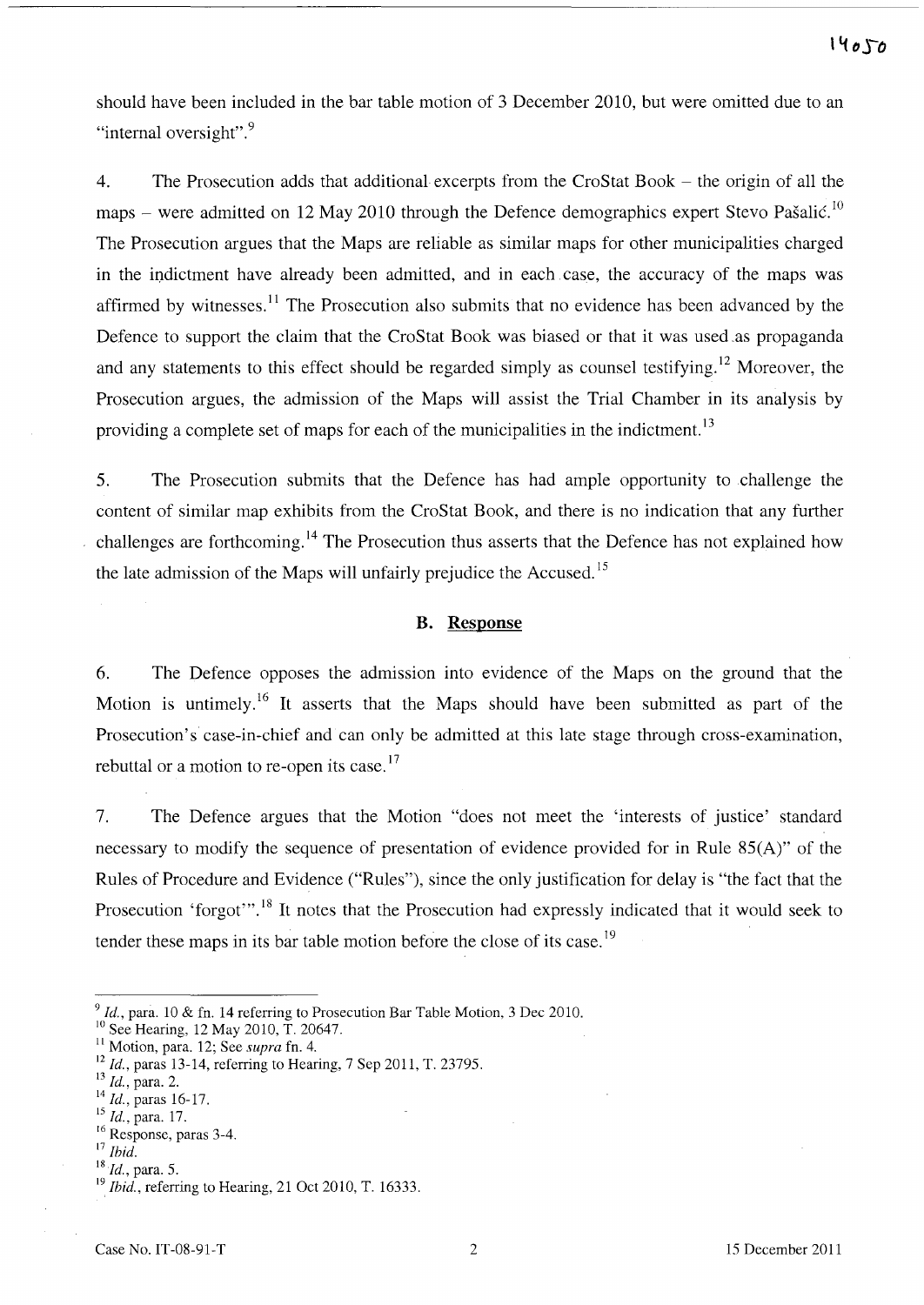should have been included in the bar table motion of 3 December 2010, but were omitted due to an "internal oversight".[9]

4. The Prosecution adds that additional excerpts from the CroStat Book – the origin of all the maps – were admitted on 12 May 2010 through the Defence demographics expert Stevo Pašalić.[10] The Prosecution argues that the Maps are reliable as similar maps for other municipalities charged in the indictment have already been admitted, and in each case, the accuracy of the maps was affirmed by witnesses.[11] The Prosecution also submits that no evidence has been advanced by the Defence to support the claim that the CroStat Book was biased or that it was used as propaganda and any statements to this effect should be regarded simply as counsel testifying.[12] Moreover, the Prosecution argues, the admission of the Maps will assist the Trial Chamber in its analysis by providing a complete set of maps for each of the municipalities in the indictment.[13]

5. The Prosecution submits that the Defence has had ample opportunity to challenge the content of similar map exhibits from the CroStat Book, and there is no indication that any further challenges are forthcoming.[14] The Prosecution thus asserts that the Defence has not explained how the late admission of the Maps will unfairly prejudice the Accused.[15]

## B. Response

6. The Defence opposes the admission into evidence of the Maps on the ground that the Motion is untimely.[16] It asserts that the Maps should have been submitted as part of the Prosecution's case-in-chief and can only be admitted at this late stage through cross-examination, rebuttal or a motion to re-open its case.[17]

7. The Defence argues that the Motion "does not meet the 'interests of justice' standard necessary to modify the sequence of presentation of evidence provided for in Rule 85(A)" of the Rules of Procedure and Evidence ("Rules"), since the only justification for delay is "the fact that the Prosecution 'forgot'".[18] It notes that the Prosecution had expressly indicated that it would seek to tender these maps in its bar table motion before the close of its case.[19]

---

[9] *Id.*, para. 10 & fn. 14 referring to Prosecution Bar Table Motion, 3 Dec 2010.
[10] See Hearing, 12 May 2010, T. 20647.
[11] Motion, para. 12; See *supra* fn. 4.
[12] *Id.*, paras 13-14, referring to Hearing, 7 Sep 2011, T. 23795.
[13] *Id.*, para. 2.
[14] *Id.*, paras 16-17.
[15] *Id.*, para. 17.
[16] Response, paras 3-4.
[17] *Ibid.*
[18] *Id.*, para. 5.
[19] *Ibid.*, referring to Hearing, 21 Oct 2010, T. 16333.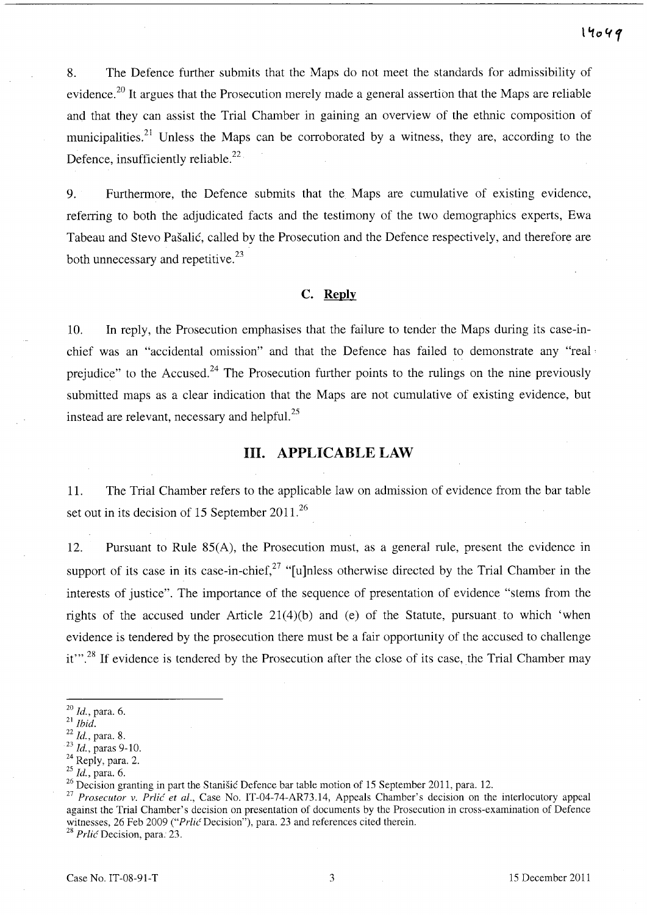8. The Defence further submits that the Maps do not meet the standards for admissibility of evidence.[20] It argues that the Prosecution merely made a general assertion that the Maps are reliable and that they can assist the Trial Chamber in gaining an overview of the ethnic composition of municipalities.[21] Unless the Maps can be corroborated by a witness, they are, according to the Defence, insufficiently reliable.[22]

9. Furthermore, the Defence submits that the Maps are cumulative of existing evidence, referring to both the adjudicated facts and the testimony of the two demographics experts, Ewa Tabeau and Stevo Pašalić, called by the Prosecution and the Defence respectively, and therefore are both unnecessary and repetitive.[23]

### C. Reply

10. In reply, the Prosecution emphasises that the failure to tender the Maps during its case-in-chief was an "accidental omission" and that the Defence has failed to demonstrate any "real prejudice" to the Accused.[24] The Prosecution further points to the rulings on the nine previously submitted maps as a clear indication that the Maps are not cumulative of existing evidence, but instead are relevant, necessary and helpful.[25]

## III. APPLICABLE LAW

11. The Trial Chamber refers to the applicable law on admission of evidence from the bar table set out in its decision of 15 September 2011.[26]

12. Pursuant to Rule 85(A), the Prosecution must, as a general rule, present the evidence in support of its case in its case-in-chief,[27] "[u]nless otherwise directed by the Trial Chamber in the interests of justice". The importance of the sequence of presentation of evidence "stems from the rights of the accused under Article 21(4)(b) and (e) of the Statute, pursuant to which 'when evidence is tendered by the prosecution there must be a fair opportunity of the accused to challenge it'".[28] If evidence is tendered by the Prosecution after the close of its case, the Trial Chamber may

---

[20] *Id.*, para. 6.
[21] *Ibid.*
[22] *Id.*, para. 8.
[23] *Id.*, paras 9-10.
[24] Reply, para. 2.
[25] *Id.*, para. 6.
[26] Decision granting in part the Stanišić Defence bar table motion of 15 September 2011, para. 12.
[27] *Prosecutor v. Prlić et al.*, Case No. IT-04-74-AR73.14, Appeals Chamber's decision on the interlocutory appeal against the Trial Chamber's decision on presentation of documents by the Prosecution in cross-examination of Defence witnesses, 26 Feb 2009 ("*Prlić* Decision"), para. 23 and references cited therein.
[28] *Prlić* Decision, para. 23.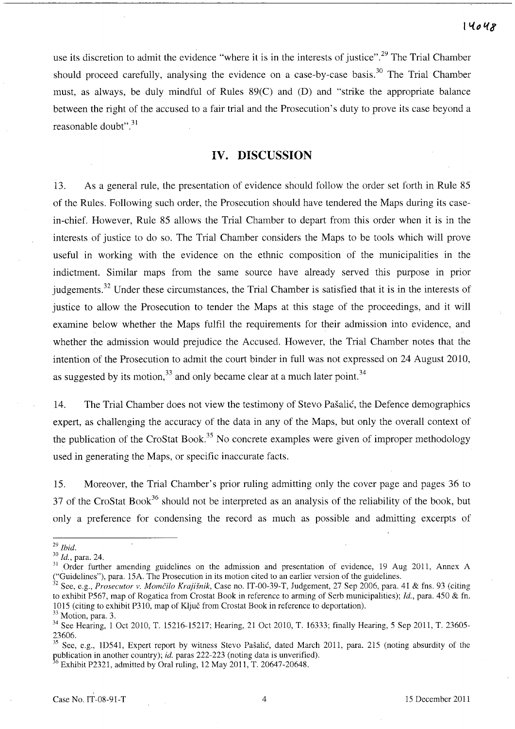use its discretion to admit the evidence "where it is in the interests of justice".[29] The Trial Chamber should proceed carefully, analysing the evidence on a case-by-case basis.[30] The Trial Chamber must, as always, be duly mindful of Rules 89(C) and (D) and "strike the appropriate balance between the right of the accused to a fair trial and the Prosecution's duty to prove its case beyond a reasonable doubt".[31]

## IV. DISCUSSION

13. As a general rule, the presentation of evidence should follow the order set forth in Rule 85 of the Rules. Following such order, the Prosecution should have tendered the Maps during its case-in-chief. However, Rule 85 allows the Trial Chamber to depart from this order when it is in the interests of justice to do so. The Trial Chamber considers the Maps to be tools which will prove useful in working with the evidence on the ethnic composition of the municipalities in the indictment. Similar maps from the same source have already served this purpose in prior judgements.[32] Under these circumstances, the Trial Chamber is satisfied that it is in the interests of justice to allow the Prosecution to tender the Maps at this stage of the proceedings, and it will examine below whether the Maps fulfil the requirements for their admission into evidence, and whether the admission would prejudice the Accused. However, the Trial Chamber notes that the intention of the Prosecution to admit the court binder in full was not expressed on 24 August 2010, as suggested by its motion,[33] and only became clear at a much later point.[34]

14. The Trial Chamber does not view the testimony of Stevo Pašalić, the Defence demographics expert, as challenging the accuracy of the data in any of the Maps, but only the overall context of the publication of the CroStat Book.[35] No concrete examples were given of improper methodology used in generating the Maps, or specific inaccurate facts.

15. Moreover, the Trial Chamber's prior ruling admitting only the cover page and pages 36 to 37 of the CroStat Book[36] should not be interpreted as an analysis of the reliability of the book, but only a preference for condensing the record as much as possible and admitting excerpts of

---

[29] *Ibid.*

[30] *Id.*, para. 24.

[31] Order further amending guidelines on the admission and presentation of evidence, 19 Aug 2011, Annex A ("Guidelines"), para. 15A. The Prosecution in its motion cited to an earlier version of the guidelines.

[32] See, e.g., *Prosecutor v. Momčilo Krajišnik*, Case no. IT-00-39-T, Judgement, 27 Sep 2006, para. 41 & fns. 93 (citing to exhibit P567, map of Rogatica from Crostat Book in reference to arming of Serb municipalities); *Id.*, para. 450 & fn. 1015 (citing to exhibit P310, map of Ključ from Crostat Book in reference to deportation).

[33] Motion, para. 3.

[34] See Hearing, 1 Oct 2010, T. 15216-15217; Hearing, 21 Oct 2010, T. 16333; finally Hearing, 5 Sep 2011, T. 23605-23606.

[35] See, e.g., 1D541, Expert report by witness Stevo Pašalić, dated March 2011, para. 215 (noting absurdity of the publication in another country); *id.* paras 222-223 (noting data is unverified).

[36] Exhibit P2321, admitted by Oral ruling, 12 May 2011, T. 20647-20648.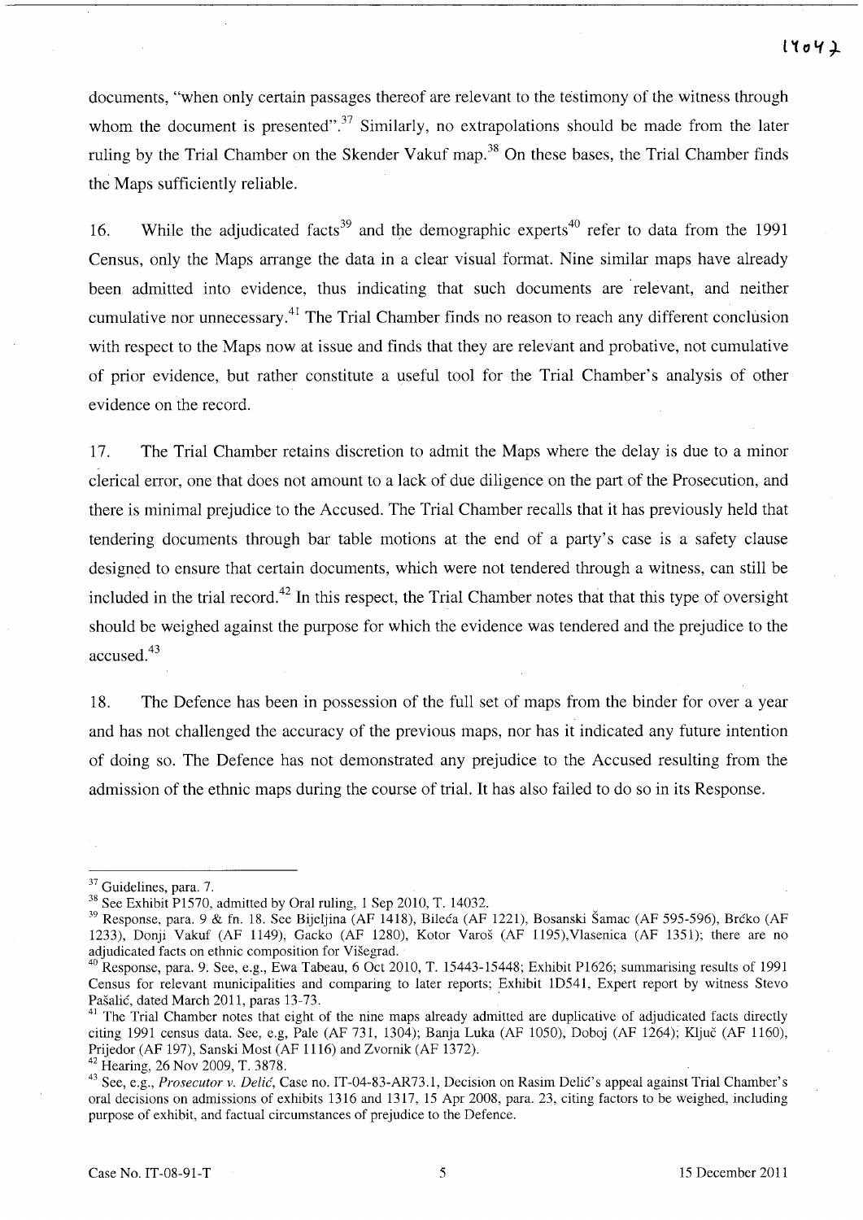documents, "when only certain passages thereof are relevant to the testimony of the witness through whom the document is presented".[37] Similarly, no extrapolations should be made from the later ruling by the Trial Chamber on the Skender Vakuf map.[38] On these bases, the Trial Chamber finds the Maps sufficiently reliable.

16. While the adjudicated facts[39] and the demographic experts[40] refer to data from the 1991 Census, only the Maps arrange the data in a clear visual format. Nine similar maps have already been admitted into evidence, thus indicating that such documents are relevant, and neither cumulative nor unnecessary.[41] The Trial Chamber finds no reason to reach any different conclusion with respect to the Maps now at issue and finds that they are relevant and probative, not cumulative of prior evidence, but rather constitute a useful tool for the Trial Chamber's analysis of other evidence on the record.

17. The Trial Chamber retains discretion to admit the Maps where the delay is due to a minor clerical error, one that does not amount to a lack of due diligence on the part of the Prosecution, and there is minimal prejudice to the Accused. The Trial Chamber recalls that it has previously held that tendering documents through bar table motions at the end of a party's case is a safety clause designed to ensure that certain documents, which were not tendered through a witness, can still be included in the trial record.[42] In this respect, the Trial Chamber notes that that this type of oversight should be weighed against the purpose for which the evidence was tendered and the prejudice to the accused.[43]

18. The Defence has been in possession of the full set of maps from the binder for over a year and has not challenged the accuracy of the previous maps, nor has it indicated any future intention of doing so. The Defence has not demonstrated any prejudice to the Accused resulting from the admission of the ethnic maps during the course of trial. It has also failed to do so in its Response.

---

[37] Guidelines, para. 7.

[38] See Exhibit P1570, admitted by Oral ruling, 1 Sep 2010, T. 14032.

[39] Response, para. 9 & fn. 18. See Bijeljina (AF 1418), Bileća (AF 1221), Bosanski Šamac (AF 595-596), Brčko (AF 1233), Donji Vakuf (AF 1149), Gacko (AF 1280), Kotor Varoš (AF 1195),Vlasenica (AF 1351); there are no adjudicated facts on ethnic composition for Višegrad.

[40] Response, para. 9. See, e.g., Ewa Tabeau, 6 Oct 2010, T. 15443-15448; Exhibit P1626; summarising results of 1991 Census for relevant municipalities and comparing to later reports; Exhibit 1D541, Expert report by witness Stevo Pašalić, dated March 2011, paras 13-73.

[41] The Trial Chamber notes that eight of the nine maps already admitted are duplicative of adjudicated facts directly citing 1991 census data. See, e.g, Pale (AF 731, 1304); Banja Luka (AF 1050), Doboj (AF 1264); Ključ (AF 1160), Prijedor (AF 197), Sanski Most (AF 1116) and Zvornik (AF 1372).

[42] Hearing, 26 Nov 2009, T. 3878.

[43] See, e.g., *Prosecutor v. Delić*, Case no. IT-04-83-AR73.1, Decision on Rasim Delić's appeal against Trial Chamber's oral decisions on admissions of exhibits 1316 and 1317, 15 Apr 2008, para. 23, citing factors to be weighed, including purpose of exhibit, and factual circumstances of prejudice to the Defence.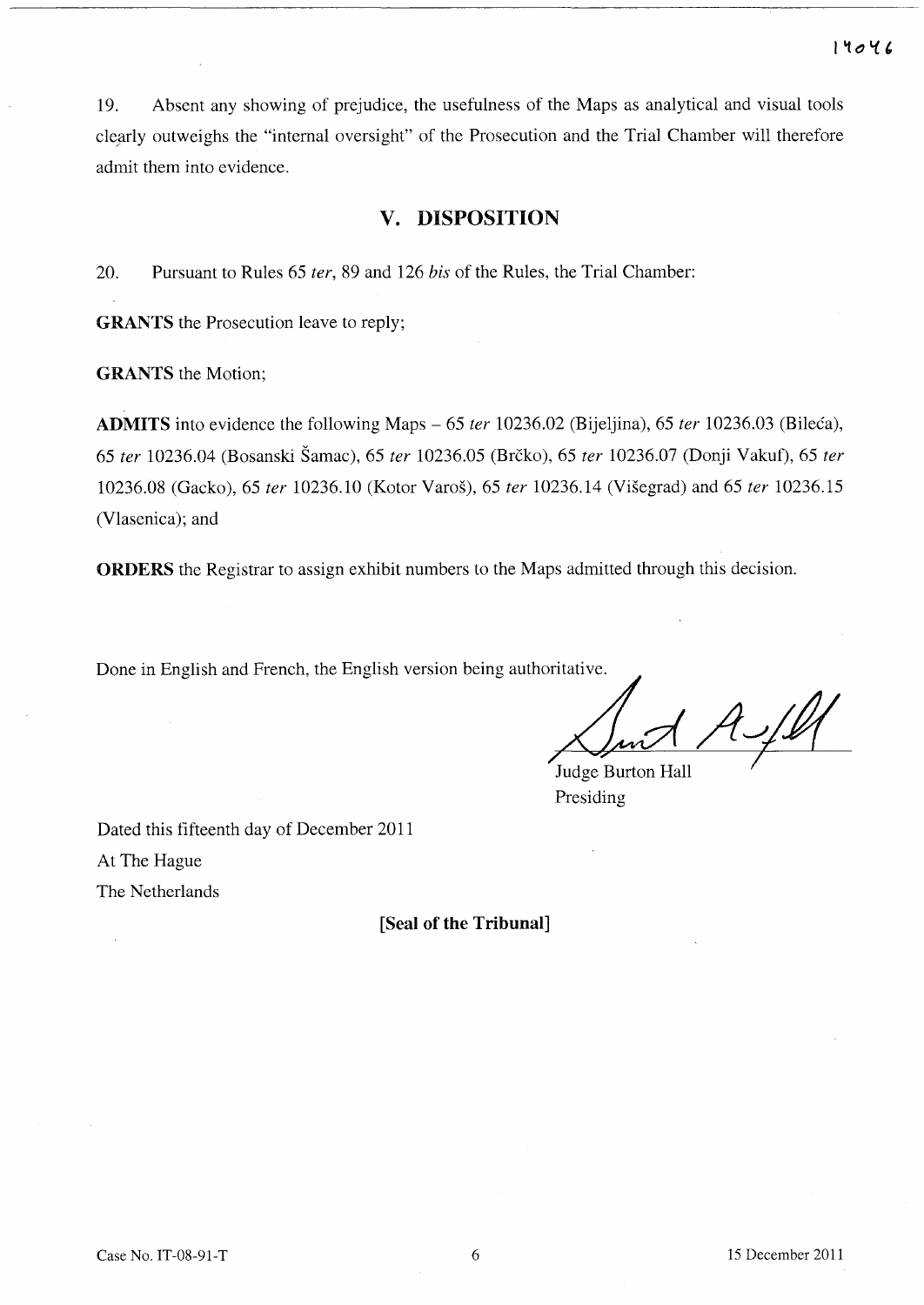19. Absent any showing of prejudice, the usefulness of the Maps as analytical and visual tools clearly outweighs the "internal oversight" of the Prosecution and the Trial Chamber will therefore admit them into evidence.

## V. DISPOSITION

20. Pursuant to Rules 65 *ter*, 89 and 126 *bis* of the Rules, the Trial Chamber:

**GRANTS** the Prosecution leave to reply;

**GRANTS** the Motion;

**ADMITS** into evidence the following Maps – 65 *ter* 10236.02 (Bijeljina), 65 *ter* 10236.03 (Bileća), 65 *ter* 10236.04 (Bosanski Šamac), 65 *ter* 10236.05 (Brčko), 65 *ter* 10236.07 (Donji Vakuf), 65 *ter* 10236.08 (Gacko), 65 *ter* 10236.10 (Kotor Varoš), 65 *ter* 10236.14 (Višegrad) and 65 *ter* 10236.15 (Vlasenica); and

**ORDERS** the Registrar to assign exhibit numbers to the Maps admitted through this decision.

Done in English and French, the English version being authoritative.

Judge Burton Hall
Presiding

Dated this fifteenth day of December 2011
At The Hague
The Netherlands

**[Seal of the Tribunal]**